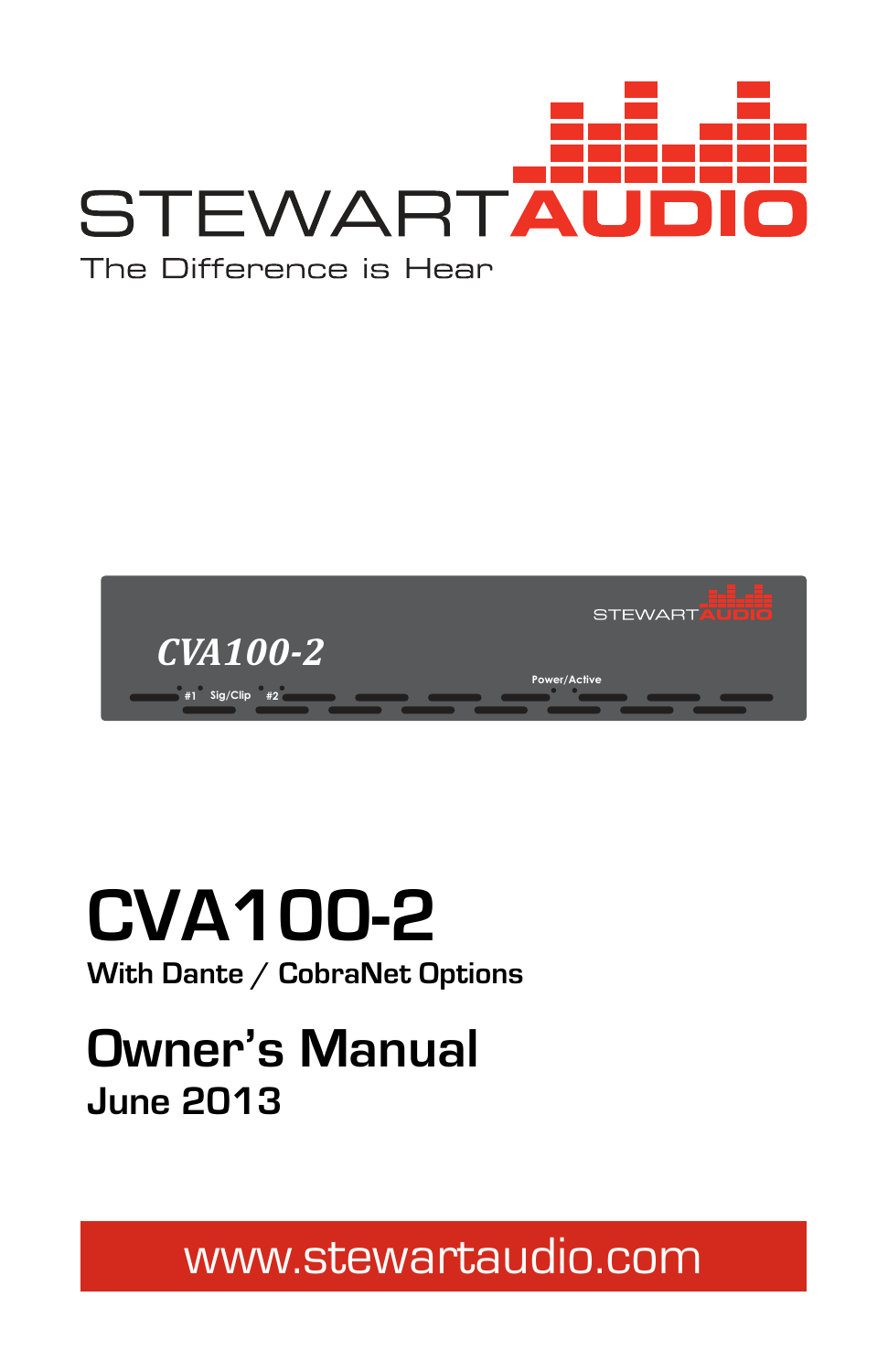STEWART AUDIO

The Difference is Hear

# CVA100-2

**With Dante / CobraNet Options**

## Owner's Manual

**June 2013**

www.stewartaudio.com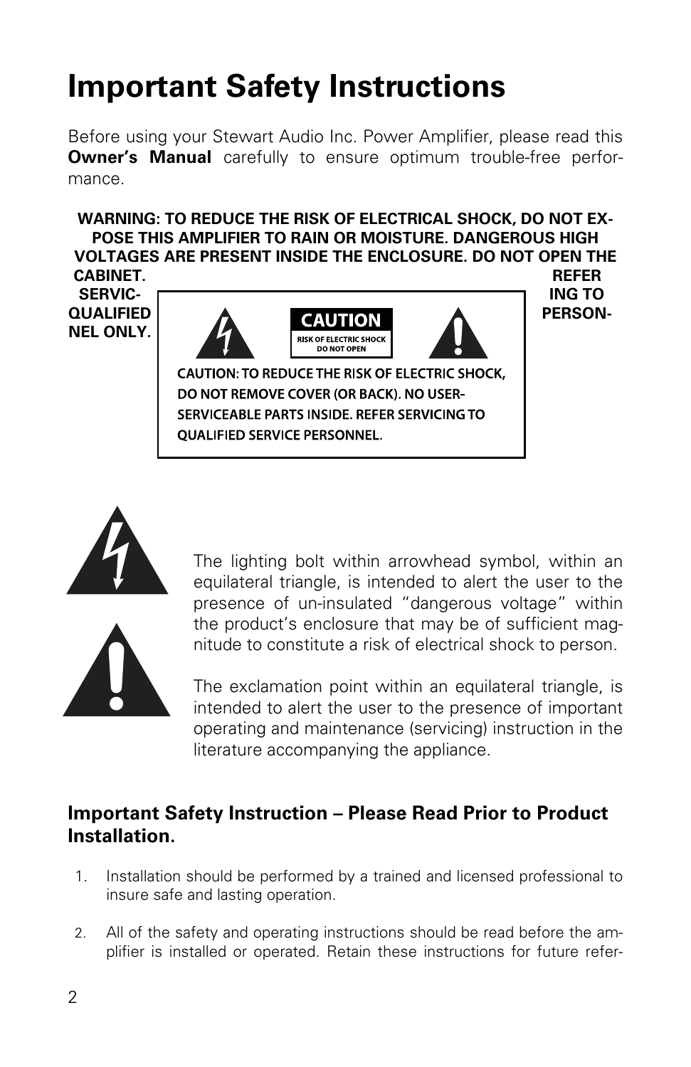# Important Safety Instructions

Before using your Stewart Audio Inc. Power Amplifier, please read this **Owner's Manual** carefully to ensure optimum trouble-free performance.

**WARNING: TO REDUCE THE RISK OF ELECTRICAL SHOCK, DO NOT EXPOSE THIS AMPLIFIER TO RAIN OR MOISTURE. DANGEROUS HIGH VOLTAGES ARE PRESENT INSIDE THE ENCLOSURE. DO NOT OPEN THE CABINET. REFER SERVICING TO QUALIFIED PERSONNEL ONLY.**

CAUTION

RISK OF ELECTRIC SHOCK DO NOT OPEN

CAUTION: TO REDUCE THE RISK OF ELECTRIC SHOCK, DO NOT REMOVE COVER (OR BACK). NO USER-SERVICEABLE PARTS INSIDE. REFER SERVICING TO QUALIFIED SERVICE PERSONNEL.

The lighting bolt within arrowhead symbol, within an equilateral triangle, is intended to alert the user to the presence of un-insulated "dangerous voltage" within the product's enclosure that may be of sufficient magnitude to constitute a risk of electrical shock to person.

The exclamation point within an equilateral triangle, is intended to alert the user to the presence of important operating and maintenance (servicing) instruction in the literature accompanying the appliance.

## Important Safety Instruction – Please Read Prior to Product Installation.

1. Installation should be performed by a trained and licensed professional to insure safe and lasting operation.
2. All of the safety and operating instructions should be read before the amplifier is installed or operated. Retain these instructions for future refer-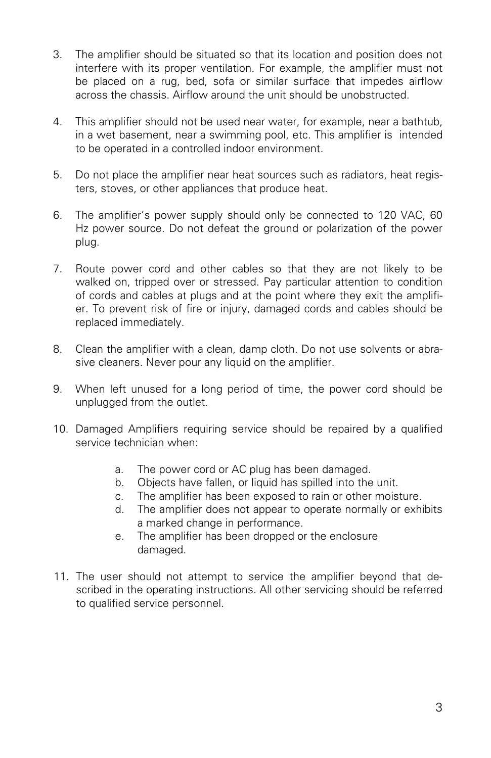3. The amplifier should be situated so that its location and position does not interfere with its proper ventilation. For example, the amplifier must not be placed on a rug, bed, sofa or similar surface that impedes airflow across the chassis. Airflow around the unit should be unobstructed.

4. This amplifier should not be used near water, for example, near a bathtub, in a wet basement, near a swimming pool, etc. This amplifier is intended to be operated in a controlled indoor environment.

5. Do not place the amplifier near heat sources such as radiators, heat registers, stoves, or other appliances that produce heat.

6. The amplifier's power supply should only be connected to 120 VAC, 60 Hz power source. Do not defeat the ground or polarization of the power plug.

7. Route power cord and other cables so that they are not likely to be walked on, tripped over or stressed. Pay particular attention to condition of cords and cables at plugs and at the point where they exit the amplifier. To prevent risk of fire or injury, damaged cords and cables should be replaced immediately.

8. Clean the amplifier with a clean, damp cloth. Do not use solvents or abrasive cleaners. Never pour any liquid on the amplifier.

9. When left unused for a long period of time, the power cord should be unplugged from the outlet.

10. Damaged Amplifiers requiring service should be repaired by a qualified service technician when:

    a. The power cord or AC plug has been damaged.
    b. Objects have fallen, or liquid has spilled into the unit.
    c. The amplifier has been exposed to rain or other moisture.
    d. The amplifier does not appear to operate normally or exhibits a marked change in performance.
    e. The amplifier has been dropped or the enclosure damaged.

11. The user should not attempt to service the amplifier beyond that described in the operating instructions. All other servicing should be referred to qualified service personnel.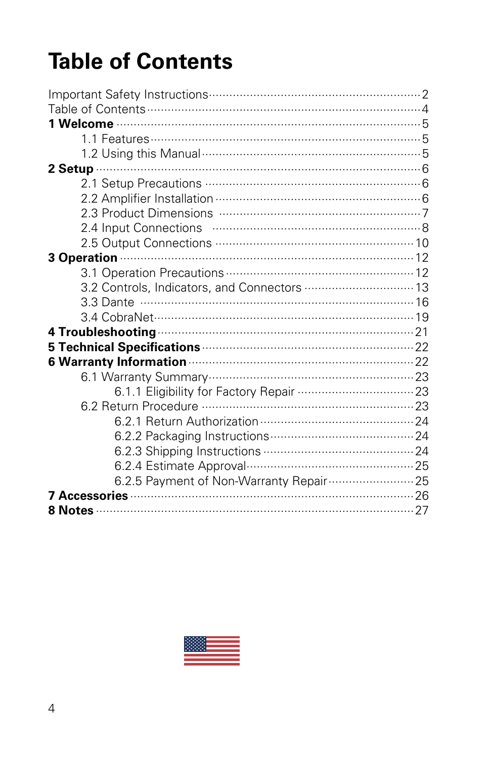# Table of Contents

Important Safety Instructions ........ 2
Table of Contents ........ 4
**1 Welcome** ........ 5
- 1.1 Features ........ 5
- 1.2 Using this Manual ........ 5

**2 Setup** ........ 6
- 2.1 Setup Precautions ........ 6
- 2.2 Amplifier Installation ........ 6
- 2.3 Product Dimensions ........ 7
- 2.4 Input Connections ........ 8
- 2.5 Output Connections ........ 10

**3 Operation** ........ 12
- 3.1 Operation Precautions ........ 12
- 3.2 Controls, Indicators, and Connectors ........ 13
- 3.3 Dante ........ 16
- 3.4 CobraNet ........ 19

**4 Troubleshooting** ........ 21
**5 Technical Specifications** ........ 22
**6 Warranty Information** ........ 22
- 6.1 Warranty Summary ........ 23
  - 6.1.1 Eligibility for Factory Repair ........ 23
- 6.2 Return Procedure ........ 23
  - 6.2.1 Return Authorization ........ 24
  - 6.2.2 Packaging Instructions ........ 24
  - 6.2.3 Shipping Instructions ........ 24
  - 6.2.4 Estimate Approval ........ 25
  - 6.2.5 Payment of Non-Warranty Repair ........ 25

**7 Accessories** ........ 26
**8 Notes** ........ 27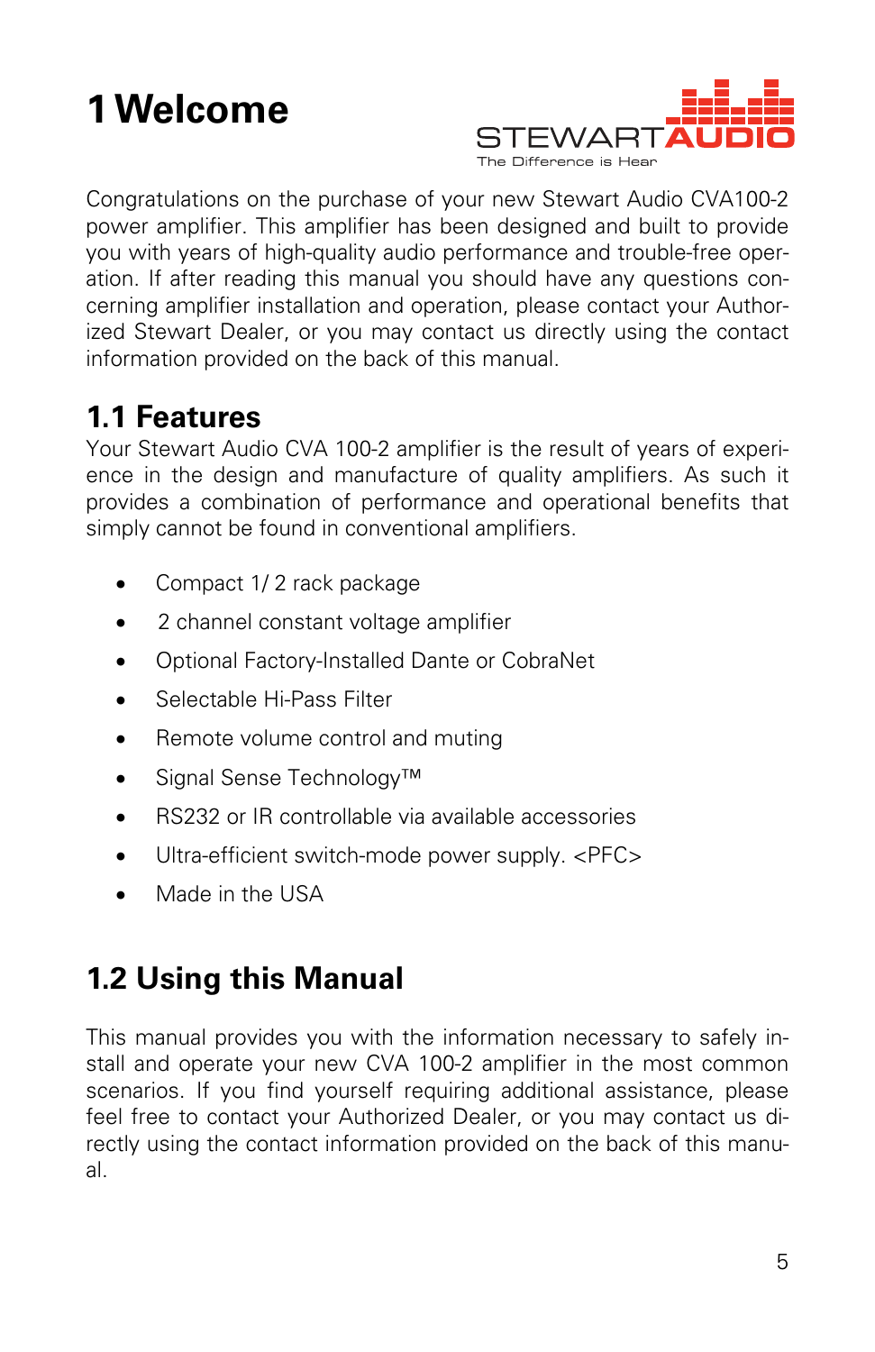# 1 Welcome

Congratulations on the purchase of your new Stewart Audio CVA100-2 power amplifier. This amplifier has been designed and built to provide you with years of high-quality audio performance and trouble-free operation. If after reading this manual you should have any questions concerning amplifier installation and operation, please contact your Authorized Stewart Dealer, or you may contact us directly using the contact information provided on the back of this manual.

## 1.1 Features

Your Stewart Audio CVA 100-2 amplifier is the result of years of experience in the design and manufacture of quality amplifiers. As such it provides a combination of performance and operational benefits that simply cannot be found in conventional amplifiers.

- Compact 1/ 2 rack package
- 2 channel constant voltage amplifier
- Optional Factory-Installed Dante or CobraNet
- Selectable Hi-Pass Filter
- Remote volume control and muting
- Signal Sense Technology™
- RS232 or IR controllable via available accessories
- Ultra-efficient switch-mode power supply. <PFC>
- Made in the USA

## 1.2 Using this Manual

This manual provides you with the information necessary to safely install and operate your new CVA 100-2 amplifier in the most common scenarios. If you find yourself requiring additional assistance, please feel free to contact your Authorized Dealer, or you may contact us directly using the contact information provided on the back of this manual.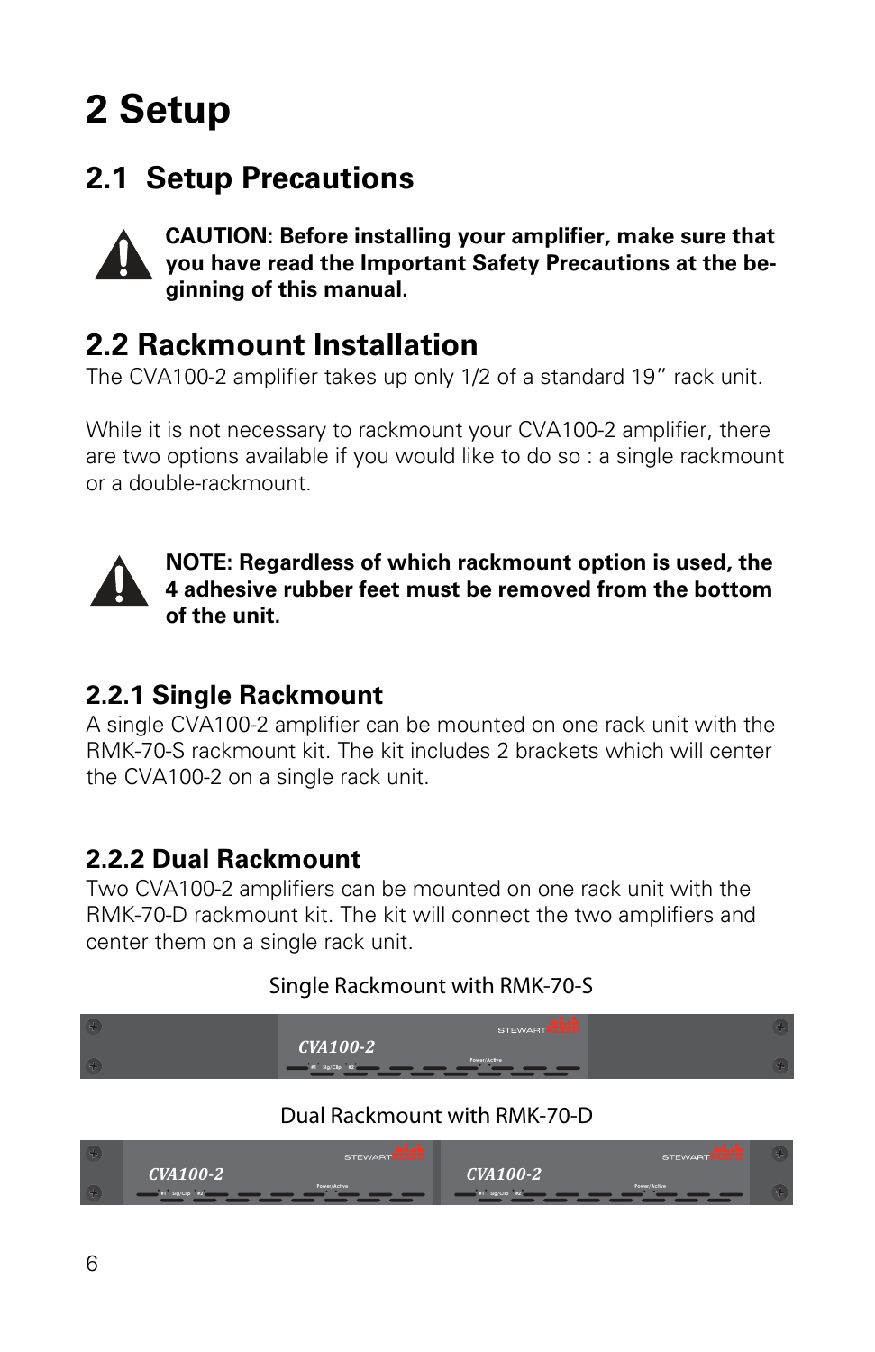# 2 Setup

## 2.1 Setup Precautions

**CAUTION: Before installing your amplifier, make sure that you have read the Important Safety Precautions at the beginning of this manual.**

## 2.2 Rackmount Installation

The CVA100-2 amplifier takes up only 1/2 of a standard 19” rack unit.

While it is not necessary to rackmount your CVA100-2 amplifier, there are two options available if you would like to do so : a single rackmount or a double-rackmount.

**NOTE: Regardless of which rackmount option is used, the 4 adhesive rubber feet must be removed from the bottom of the unit.**

### 2.2.1 Single Rackmount

A single CVA100-2 amplifier can be mounted on one rack unit with the RMK-70-S rackmount kit. The kit includes 2 brackets which will center the CVA100-2 on a single rack unit.

### 2.2.2 Dual Rackmount

Two CVA100-2 amplifiers can be mounted on one rack unit with the RMK-70-D rackmount kit. The kit will connect the two amplifiers and center them on a single rack unit.

Single Rackmount with RMK-70-S

Dual Rackmount with RMK-70-D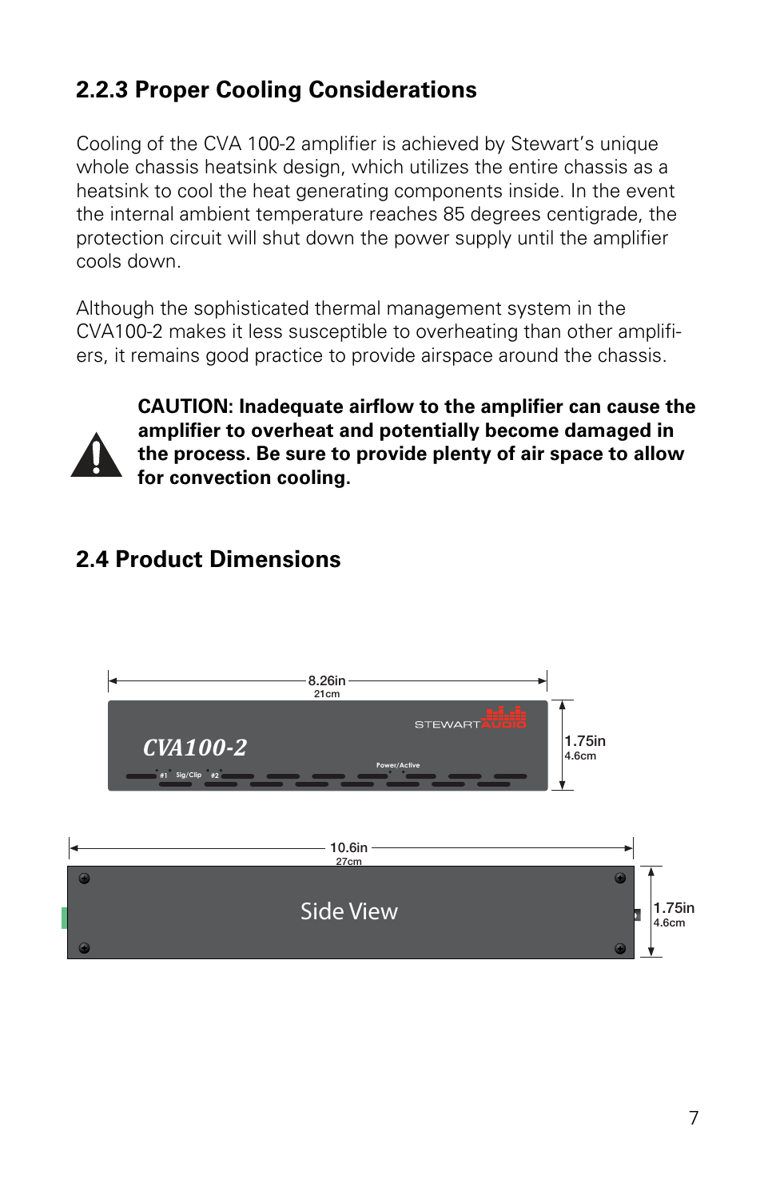### 2.2.3 Proper Cooling Considerations

Cooling of the CVA 100-2 amplifier is achieved by Stewart's unique whole chassis heatsink design, which utilizes the entire chassis as a heatsink to cool the heat generating components inside. In the event the internal ambient temperature reaches 85 degrees centigrade, the protection circuit will shut down the power supply until the amplifier cools down.

Although the sophisticated thermal management system in the CVA100-2 makes it less susceptible to overheating than other amplifiers, it remains good practice to provide airspace around the chassis.

**CAUTION: Inadequate airflow to the amplifier can cause the amplifier to overheat and potentially become damaged in the process. Be sure to provide plenty of air space to allow for convection cooling.**

## 2.4 Product Dimensions

8.26in
21cm

STEWARTAUDIO

CVA100-2

#1 Sig/Clip #2

Power/Active

1.75in
4.6cm

10.6in
27cm

Side View

1.75in
4.6cm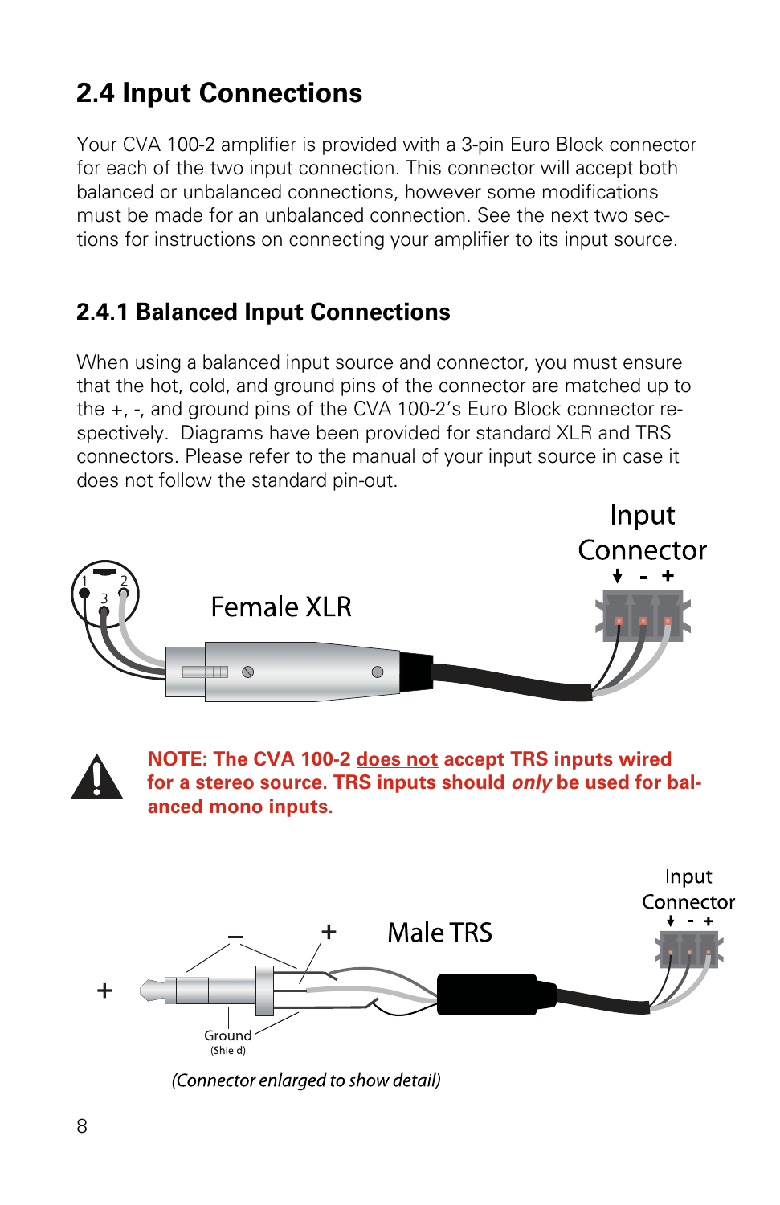## 2.4 Input Connections

Your CVA 100-2 amplifier is provided with a 3-pin Euro Block connector for each of the two input connection. This connector will accept both balanced or unbalanced connections, however some modifications must be made for an unbalanced connection. See the next two sections for instructions on connecting your amplifier to its input source.

### 2.4.1 Balanced Input Connections

When using a balanced input source and connector, you must ensure that the hot, cold, and ground pins of the connector are matched up to the +, -, and ground pins of the CVA 100-2's Euro Block connector respectively. Diagrams have been provided for standard XLR and TRS connectors. Please refer to the manual of your input source in case it does not follow the standard pin-out.

Input Connector

Female XLR

**NOTE: The CVA 100-2 <u>does not</u> accept TRS inputs wired for a stereo source. TRS inputs should *only* be used for balanced mono inputs.**

Input Connector

Male TRS

Ground (Shield)

*(Connector enlarged to show detail)*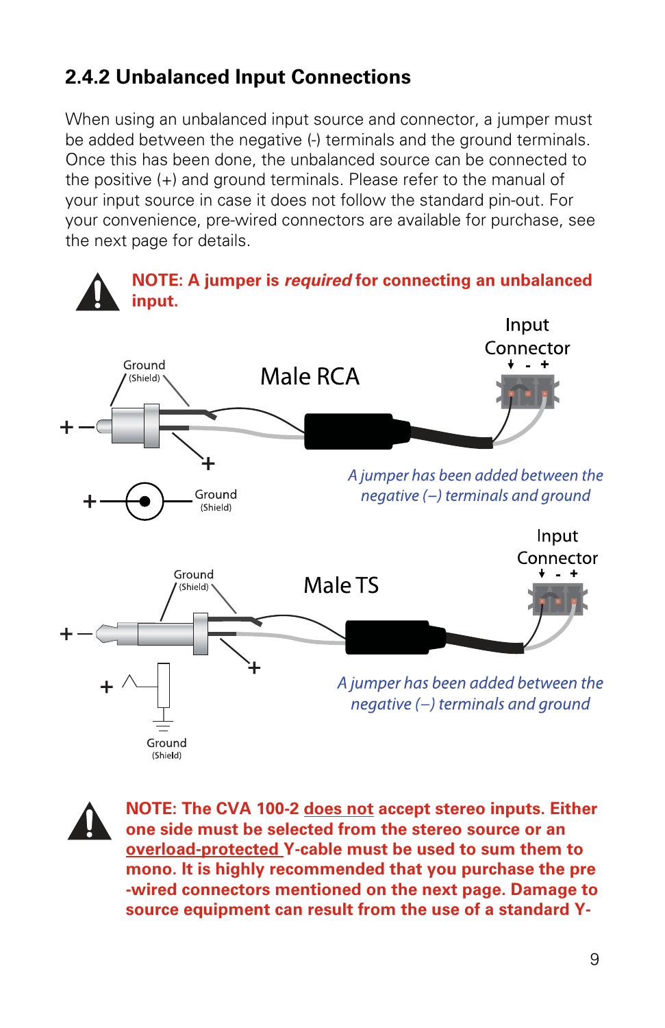## 2.4.2 Unbalanced Input Connections

When using an unbalanced input source and connector, a jumper must be added between the negative (-) terminals and the ground terminals. Once this has been done, the unbalanced source can be connected to the positive (+) and ground terminals. Please refer to the manual of your input source in case it does not follow the standard pin-out. For your convenience, pre-wired connectors are available for purchase, see the next page for details.

**NOTE: A jumper is *required* for connecting an unbalanced input.**

Input Connector

Male RCA

Ground (Shield)

*A jumper has been added between the negative (–) terminals and ground*

Input Connector

Male TS

Ground (Shield)

*A jumper has been added between the negative (–) terminals and ground*

**NOTE: The CVA 100-2 does not accept stereo inputs. Either one side must be selected from the stereo source or an overload-protected Y-cable must be used to sum them to mono. It is highly recommended that you purchase the pre-wired connectors mentioned on the next page. Damage to source equipment can result from the use of a standard Y-**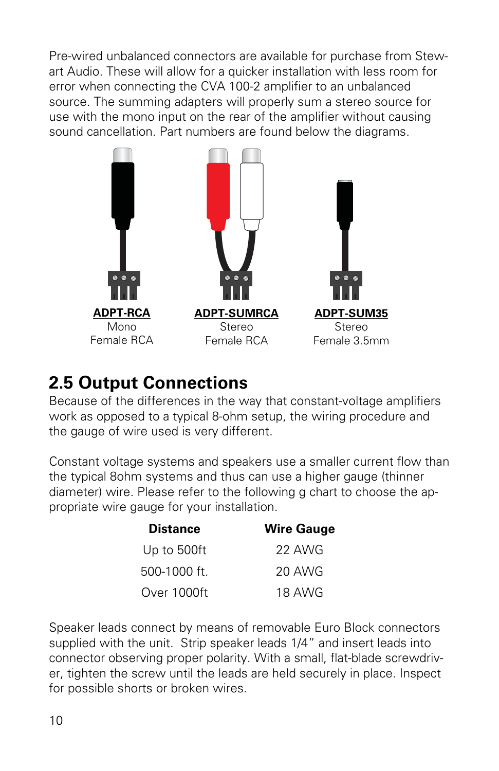Pre-wired unbalanced connectors are available for purchase from Stewart Audio. These will allow for a quicker installation with less room for error when connecting the CVA 100-2 amplifier to an unbalanced source. The summing adapters will properly sum a stereo source for use with the mono input on the rear of the amplifier without causing sound cancellation. Part numbers are found below the diagrams.

| **ADPT-RCA** | **ADPT-SUMRCA** | **ADPT-SUM35** |
|---|---|---|
| Mono | Stereo | Stereo |
| Female RCA | Female RCA | Female 3.5mm |

## 2.5 Output Connections

Because of the differences in the way that constant-voltage amplifiers work as opposed to a typical 8-ohm setup, the wiring procedure and the gauge of wire used is very different.

Constant voltage systems and speakers use a smaller current flow than the typical 8ohm systems and thus can use a higher gauge (thinner diameter) wire. Please refer to the following g chart to choose the appropriate wire gauge for your installation.

| Distance | Wire Gauge |
|---|---|
| Up to 500ft | 22 AWG |
| 500-1000 ft. | 20 AWG |
| Over 1000ft | 18 AWG |

Speaker leads connect by means of removable Euro Block connectors supplied with the unit. Strip speaker leads 1/4" and insert leads into connector observing proper polarity. With a small, flat-blade screwdriver, tighten the screw until the leads are held securely in place. Inspect for possible shorts or broken wires.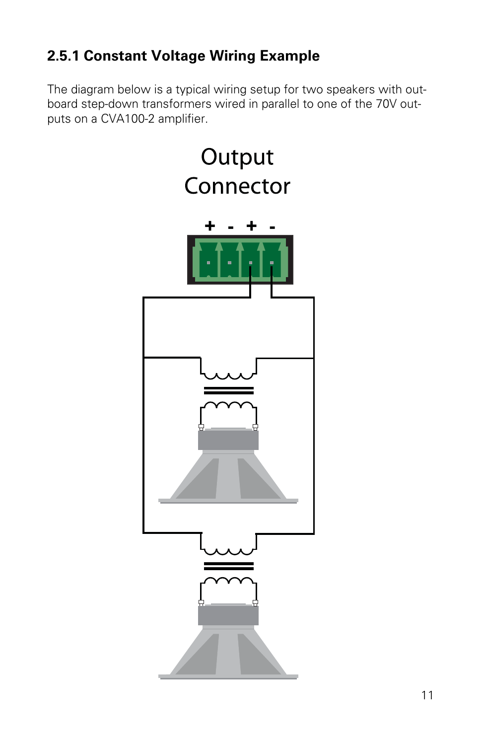### 2.5.1 Constant Voltage Wiring Example

The diagram below is a typical wiring setup for two speakers with out-board step-down transformers wired in parallel to one of the 70V outputs on a CVA100-2 amplifier.

Output Connector

+ - + -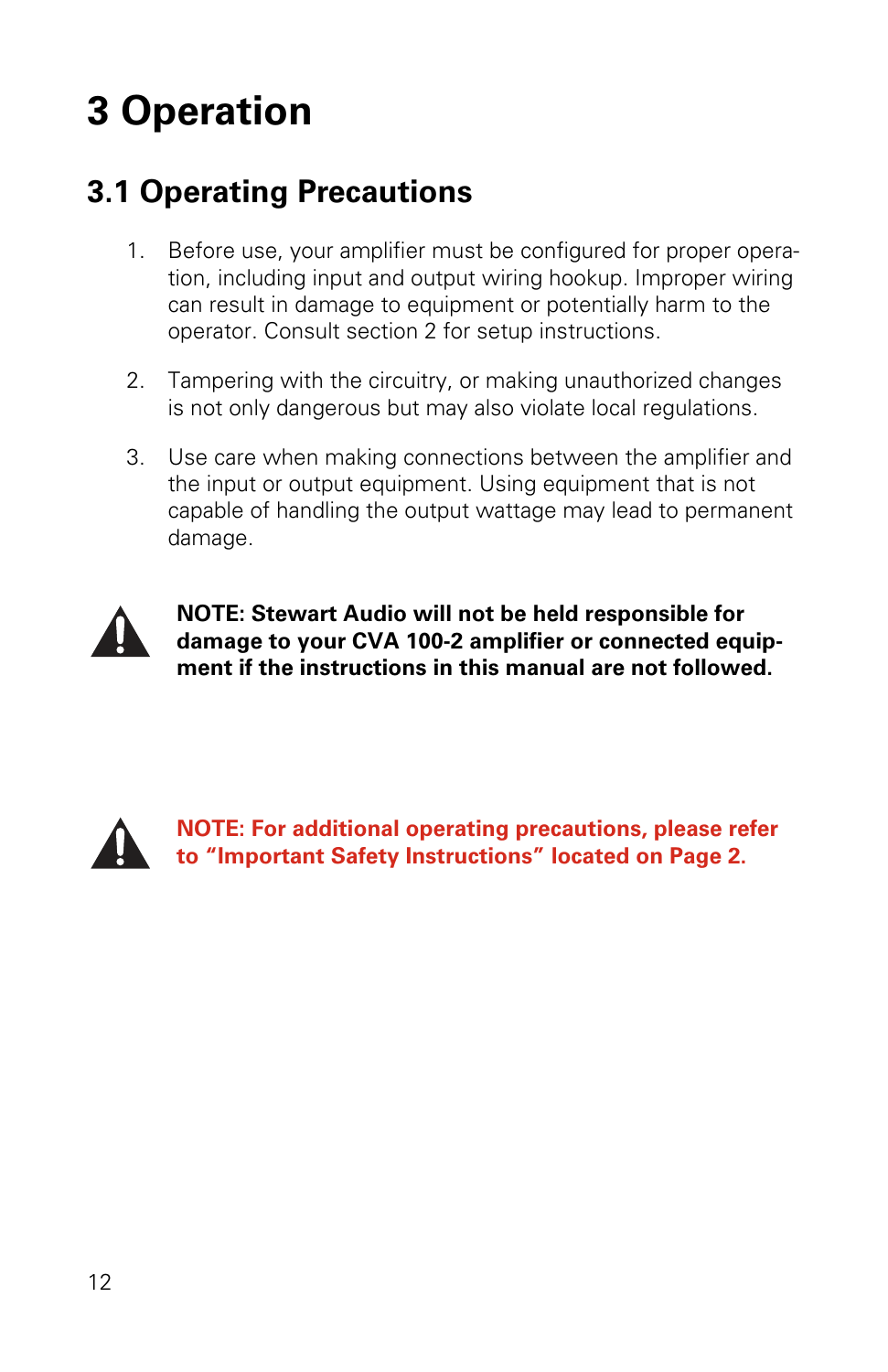# 3 Operation

## 3.1 Operating Precautions

1. Before use, your amplifier must be configured for proper operation, including input and output wiring hookup. Improper wiring can result in damage to equipment or potentially harm to the operator. Consult section 2 for setup instructions.

2. Tampering with the circuitry, or making unauthorized changes is not only dangerous but may also violate local regulations.

3. Use care when making connections between the amplifier and the input or output equipment. Using equipment that is not capable of handling the output wattage may lead to permanent damage.

**NOTE: Stewart Audio will not be held responsible for damage to your CVA 100-2 amplifier or connected equipment if the instructions in this manual are not followed.**

**NOTE: For additional operating precautions, please refer to "Important Safety Instructions" located on Page 2.**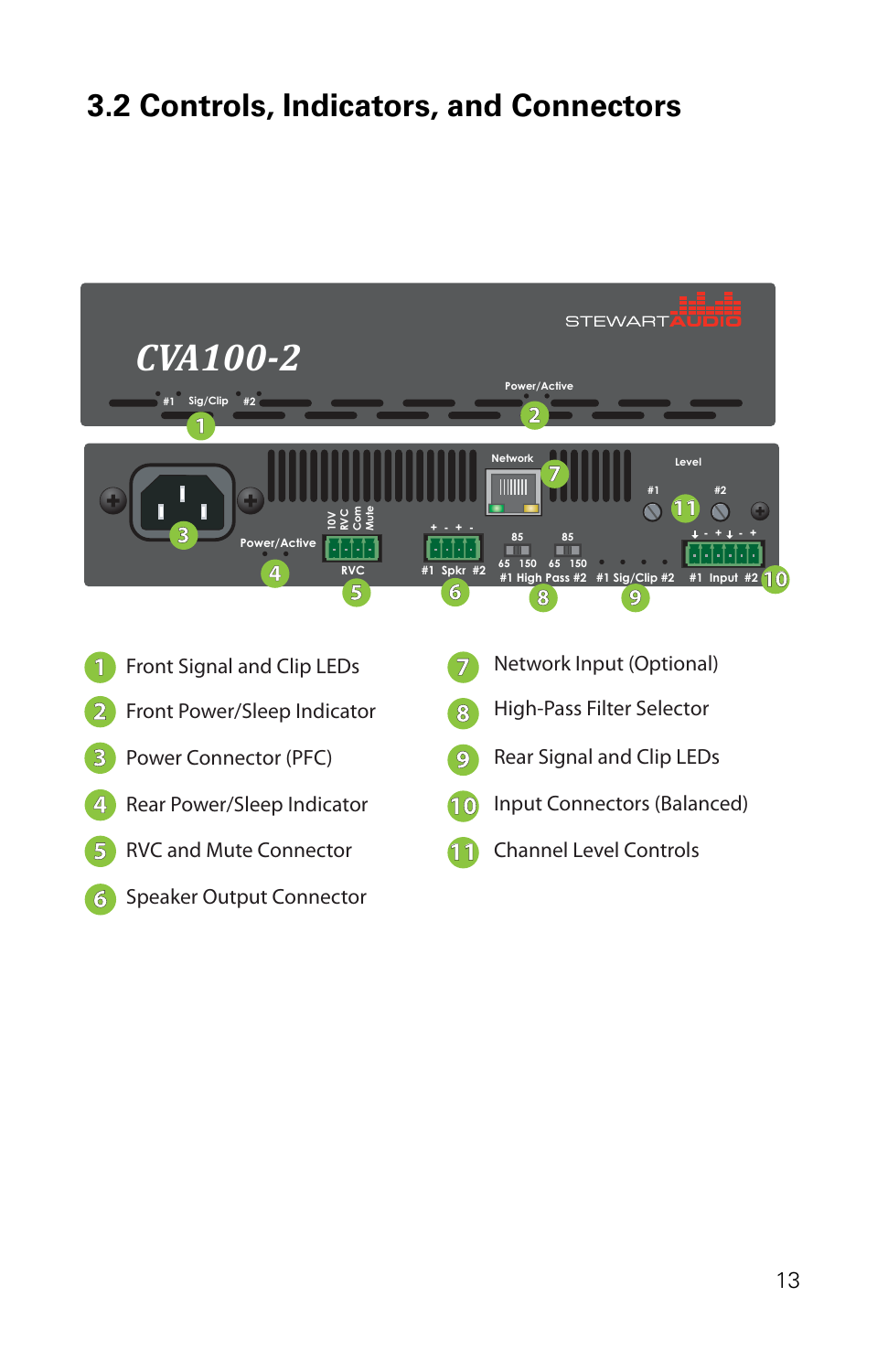## 3.2 Controls, Indicators, and Connectors

1. Front Signal and Clip LEDs
2. Front Power/Sleep Indicator
3. Power Connector (PFC)
4. Rear Power/Sleep Indicator
5. RVC and Mute Connector
6. Speaker Output Connector
7. Network Input (Optional)
8. High-Pass Filter Selector
9. Rear Signal and Clip LEDs
10. Input Connectors (Balanced)
11. Channel Level Controls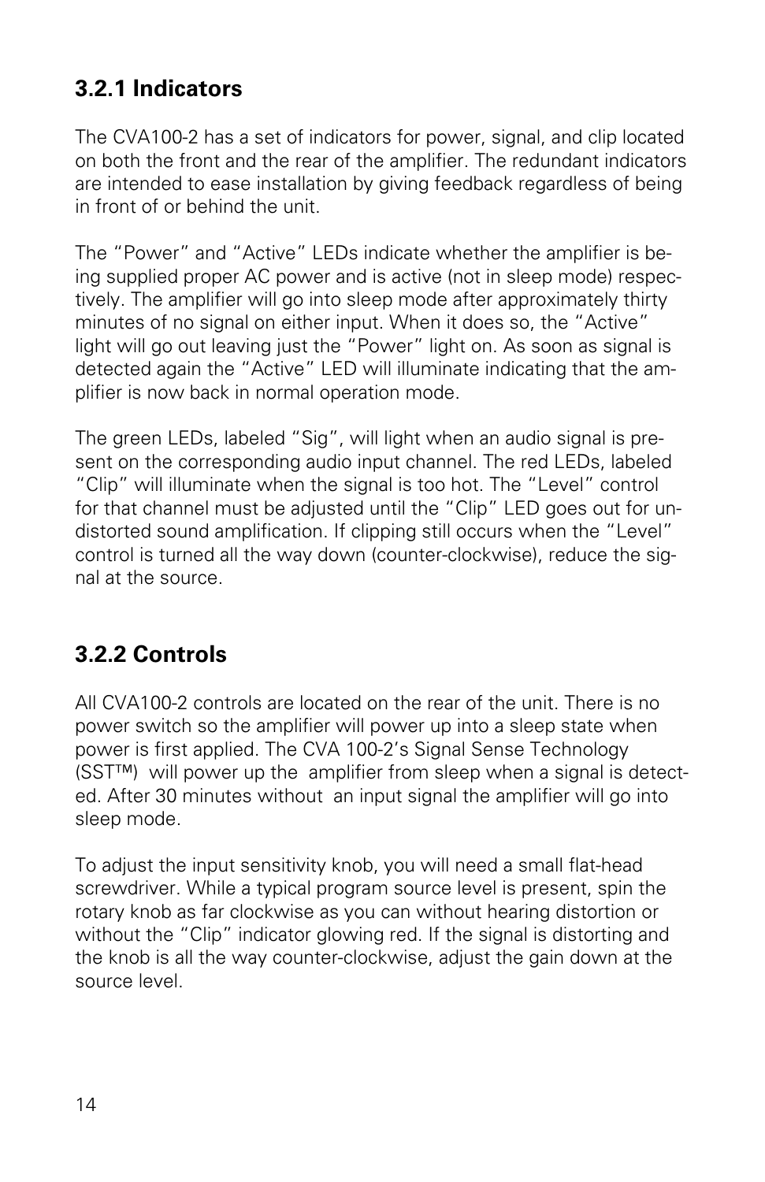### 3.2.1 Indicators

The CVA100-2 has a set of indicators for power, signal, and clip located on both the front and the rear of the amplifier. The redundant indicators are intended to ease installation by giving feedback regardless of being in front of or behind the unit.

The “Power” and “Active” LEDs indicate whether the amplifier is being supplied proper AC power and is active (not in sleep mode) respectively. The amplifier will go into sleep mode after approximately thirty minutes of no signal on either input. When it does so, the “Active” light will go out leaving just the “Power” light on. As soon as signal is detected again the “Active” LED will illuminate indicating that the amplifier is now back in normal operation mode.

The green LEDs, labeled “Sig”, will light when an audio signal is present on the corresponding audio input channel. The red LEDs, labeled “Clip” will illuminate when the signal is too hot. The “Level” control for that channel must be adjusted until the “Clip” LED goes out for undistorted sound amplification. If clipping still occurs when the “Level” control is turned all the way down (counter-clockwise), reduce the signal at the source.

### 3.2.2 Controls

All CVA100-2 controls are located on the rear of the unit. There is no power switch so the amplifier will power up into a sleep state when power is first applied. The CVA 100-2’s Signal Sense Technology (SST™) will power up the amplifier from sleep when a signal is detected. After 30 minutes without an input signal the amplifier will go into sleep mode.

To adjust the input sensitivity knob, you will need a small flat-head screwdriver. While a typical program source level is present, spin the rotary knob as far clockwise as you can without hearing distortion or without the “Clip” indicator glowing red. If the signal is distorting and the knob is all the way counter-clockwise, adjust the gain down at the source level.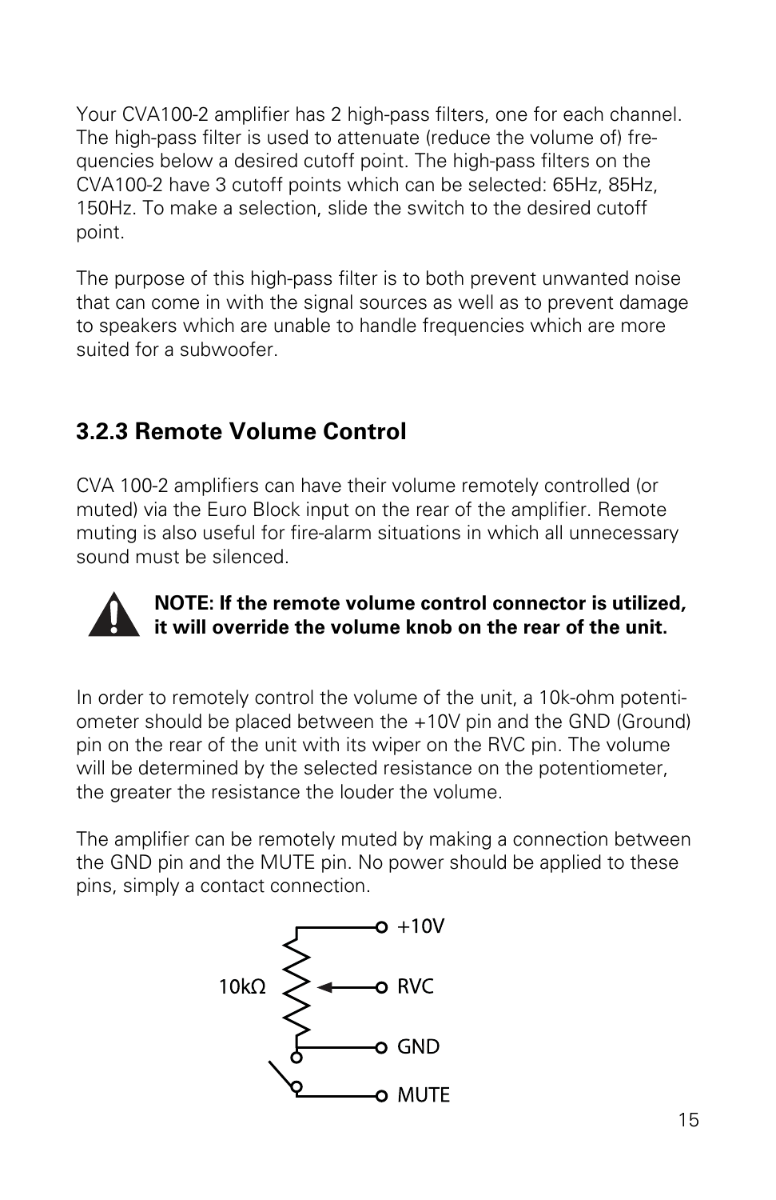Your CVA100-2 amplifier has 2 high-pass filters, one for each channel. The high-pass filter is used to attenuate (reduce the volume of) frequencies below a desired cutoff point. The high-pass filters on the CVA100-2 have 3 cutoff points which can be selected: 65Hz, 85Hz, 150Hz. To make a selection, slide the switch to the desired cutoff point.

The purpose of this high-pass filter is to both prevent unwanted noise that can come in with the signal sources as well as to prevent damage to speakers which are unable to handle frequencies which are more suited for a subwoofer.

### 3.2.3 Remote Volume Control

CVA 100-2 amplifiers can have their volume remotely controlled (or muted) via the Euro Block input on the rear of the amplifier. Remote muting is also useful for fire-alarm situations in which all unnecessary sound must be silenced.

**NOTE: If the remote volume control connector is utilized, it will override the volume knob on the rear of the unit.**

In order to remotely control the volume of the unit, a 10k-ohm potentiometer should be placed between the +10V pin and the GND (Ground) pin on the rear of the unit with its wiper on the RVC pin. The volume will be determined by the selected resistance on the potentiometer, the greater the resistance the louder the volume.

The amplifier can be remotely muted by making a connection between the GND pin and the MUTE pin. No power should be applied to these pins, simply a contact connection.

10kΩ

+10V

RVC

GND

MUTE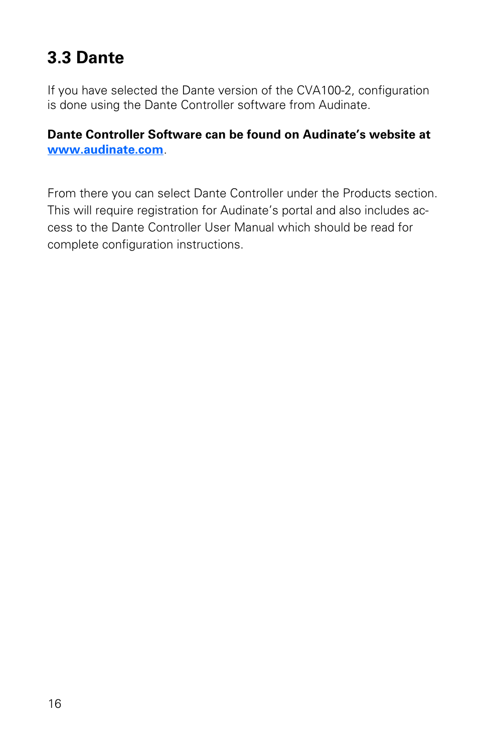## 3.3 Dante

If you have selected the Dante version of the CVA100-2, configuration is done using the Dante Controller software from Audinate.

**Dante Controller Software can be found on Audinate's website at [www.audinate.com](http://www.audinate.com).**

From there you can select Dante Controller under the Products section. This will require registration for Audinate's portal and also includes access to the Dante Controller User Manual which should be read for complete configuration instructions.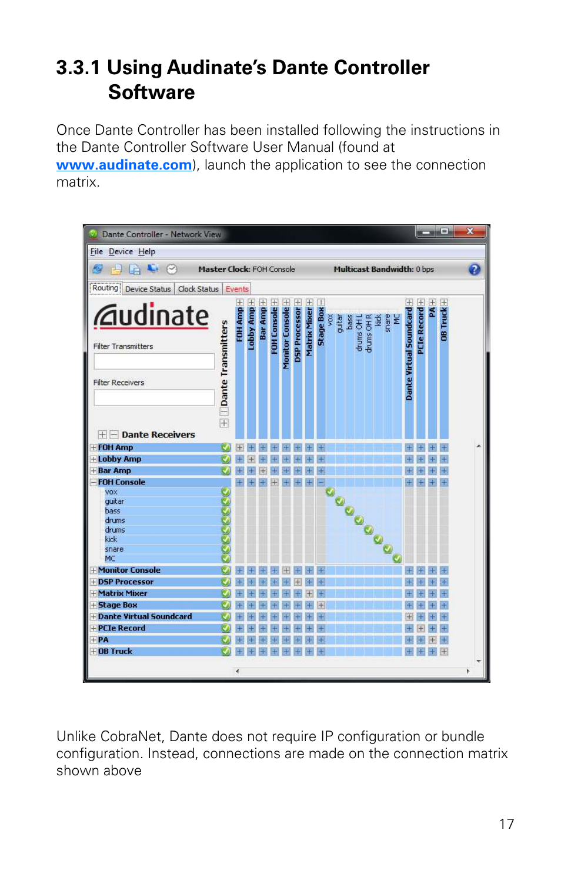### 3.3.1 Using Audinate's Dante Controller Software

Once Dante Controller has been installed following the instructions in the Dante Controller Software User Manual (found at [www.audinate.com](http://www.audinate.com)), launch the application to see the connection matrix.

Unlike CobraNet, Dante does not require IP configuration or bundle configuration. Instead, connections are made on the connection matrix shown above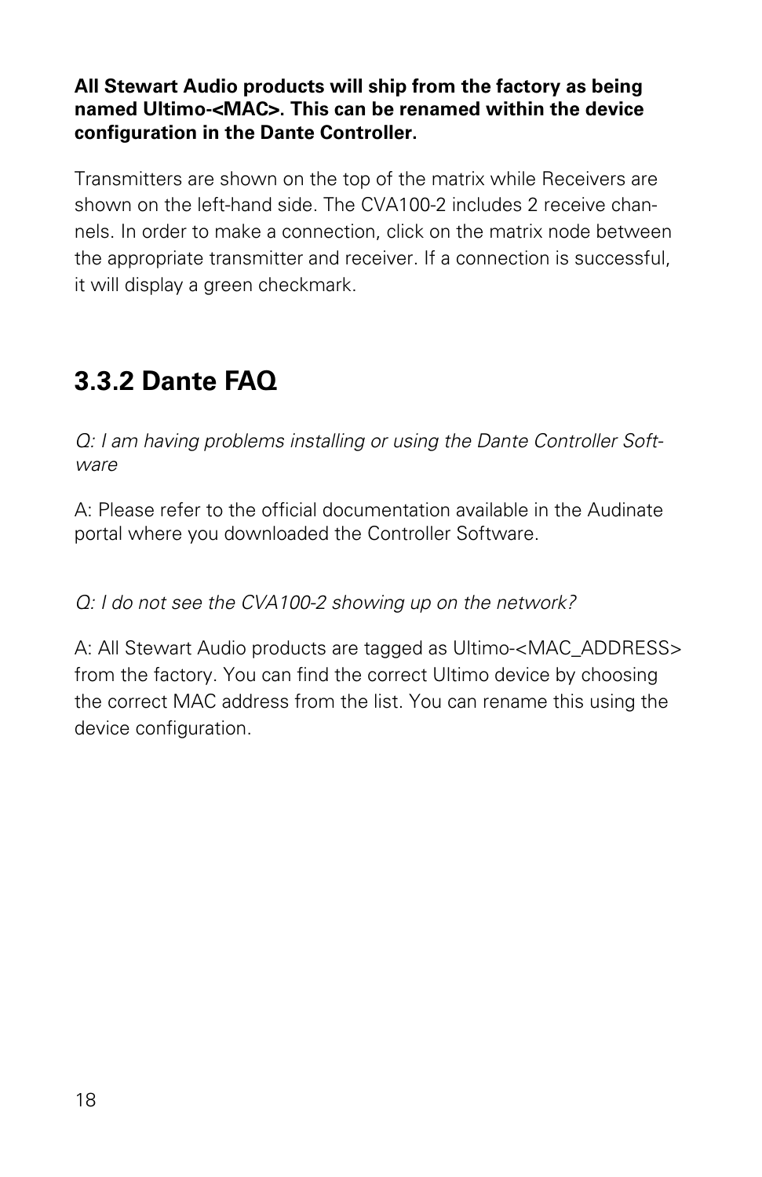**All Stewart Audio products will ship from the factory as being named Ultimo-<MAC>. This can be renamed within the device configuration in the Dante Controller.**

Transmitters are shown on the top of the matrix while Receivers are shown on the left-hand side. The CVA100-2 includes 2 receive channels. In order to make a connection, click on the matrix node between the appropriate transmitter and receiver. If a connection is successful, it will display a green checkmark.

## 3.3.2 Dante FAQ

*Q: I am having problems installing or using the Dante Controller Software*

A: Please refer to the official documentation available in the Audinate portal where you downloaded the Controller Software.

*Q: I do not see the CVA100-2 showing up on the network?*

A: All Stewart Audio products are tagged as Ultimo-<MAC_ADDRESS> from the factory. You can find the correct Ultimo device by choosing the correct MAC address from the list. You can rename this using the device configuration.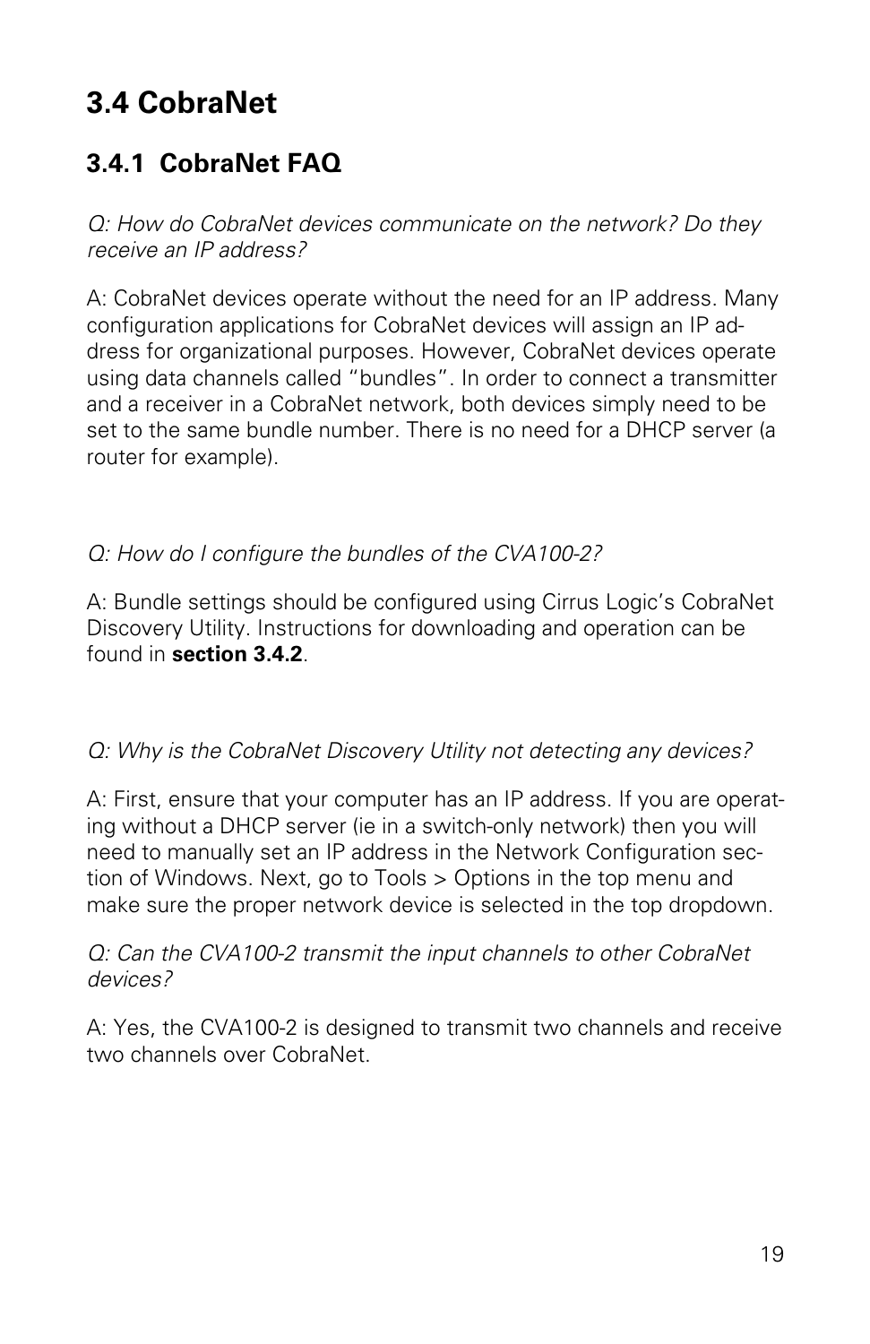# 3.4 CobraNet

## 3.4.1 CobraNet FAQ

*Q: How do CobraNet devices communicate on the network? Do they receive an IP address?*

A: CobraNet devices operate without the need for an IP address. Many configuration applications for CobraNet devices will assign an IP address for organizational purposes. However, CobraNet devices operate using data channels called "bundles". In order to connect a transmitter and a receiver in a CobraNet network, both devices simply need to be set to the same bundle number. There is no need for a DHCP server (a router for example).

*Q: How do I configure the bundles of the CVA100-2?*

A: Bundle settings should be configured using Cirrus Logic's CobraNet Discovery Utility. Instructions for downloading and operation can be found in **section 3.4.2**.

*Q: Why is the CobraNet Discovery Utility not detecting any devices?*

A: First, ensure that your computer has an IP address. If you are operating without a DHCP server (ie in a switch-only network) then you will need to manually set an IP address in the Network Configuration section of Windows. Next, go to Tools > Options in the top menu and make sure the proper network device is selected in the top dropdown.

*Q: Can the CVA100-2 transmit the input channels to other CobraNet devices?*

A: Yes, the CVA100-2 is designed to transmit two channels and receive two channels over CobraNet.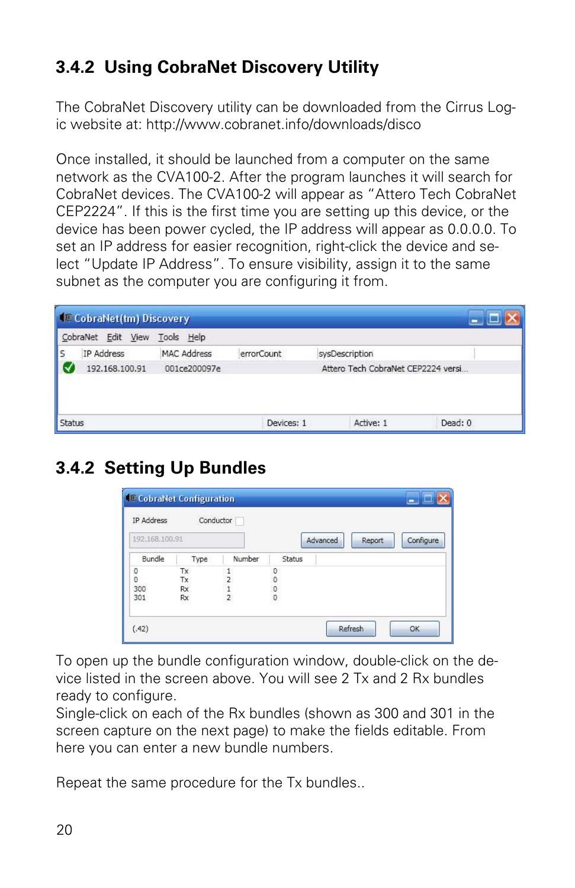### 3.4.2 Using CobraNet Discovery Utility

The CobraNet Discovery utility can be downloaded from the Cirrus Logic website at: http://www.cobranet.info/downloads/disco

Once installed, it should be launched from a computer on the same network as the CVA100-2. After the program launches it will search for CobraNet devices. The CVA100-2 will appear as “Attero Tech CobraNet CEP2224”. If this is the first time you are setting up this device, or the device has been power cycled, the IP address will appear as 0.0.0.0. To set an IP address for easier recognition, right-click the device and select “Update IP Address”. To ensure visibility, assign it to the same subnet as the computer you are configuring it from.

### 3.4.2 Setting Up Bundles

To open up the bundle configuration window, double-click on the device listed in the screen above. You will see 2 Tx and 2 Rx bundles ready to configure.
Single-click on each of the Rx bundles (shown as 300 and 301 in the screen capture on the next page) to make the fields editable. From here you can enter a new bundle numbers.

Repeat the same procedure for the Tx bundles..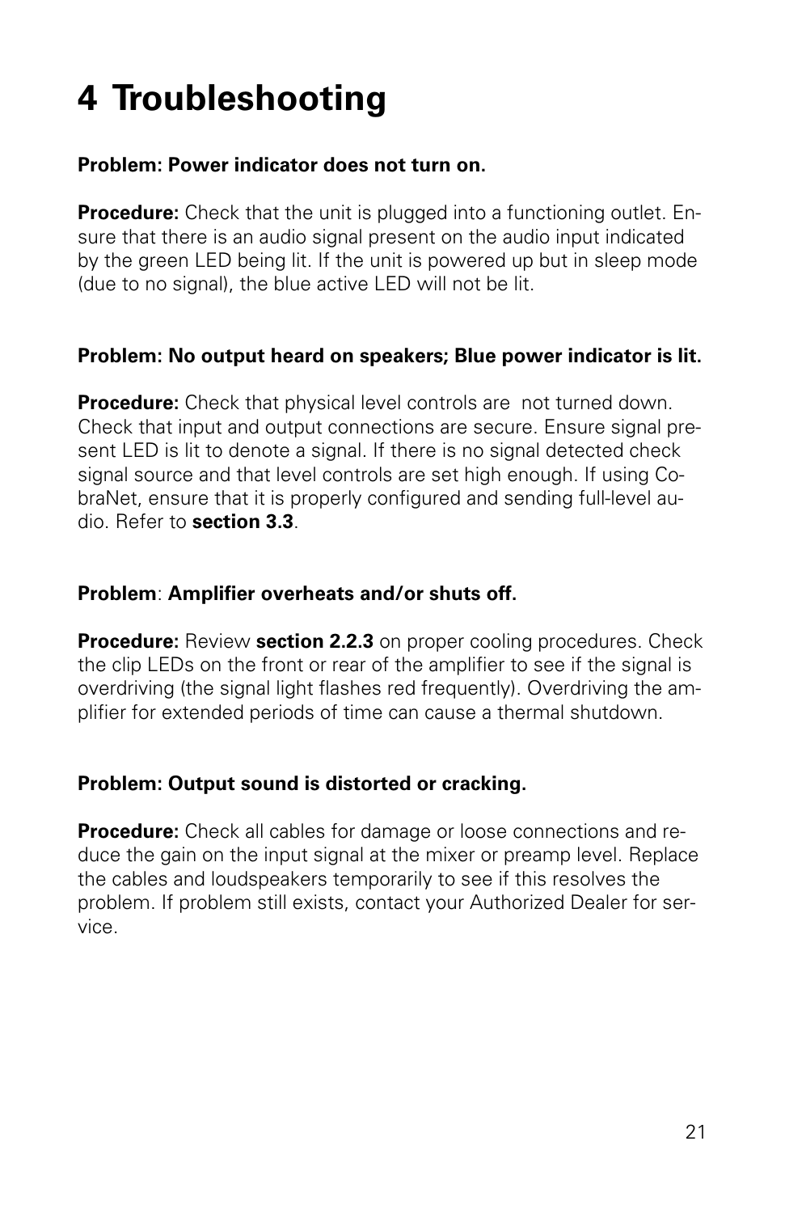# 4 Troubleshooting

**Problem: Power indicator does not turn on.**

**Procedure:** Check that the unit is plugged into a functioning outlet. Ensure that there is an audio signal present on the audio input indicated by the green LED being lit. If the unit is powered up but in sleep mode (due to no signal), the blue active LED will not be lit.

**Problem: No output heard on speakers; Blue power indicator is lit.**

**Procedure:** Check that physical level controls are not turned down. Check that input and output connections are secure. Ensure signal present LED is lit to denote a signal. If there is no signal detected check signal source and that level controls are set high enough. If using CobraNet, ensure that it is properly configured and sending full-level audio. Refer to **section 3.3**.

**Problem**: **Amplifier overheats and/or shuts off.**

**Procedure:** Review **section 2.2.3** on proper cooling procedures. Check the clip LEDs on the front or rear of the amplifier to see if the signal is overdriving (the signal light flashes red frequently). Overdriving the amplifier for extended periods of time can cause a thermal shutdown.

**Problem: Output sound is distorted or cracking.**

**Procedure:** Check all cables for damage or loose connections and reduce the gain on the input signal at the mixer or preamp level. Replace the cables and loudspeakers temporarily to see if this resolves the problem. If problem still exists, contact your Authorized Dealer for service.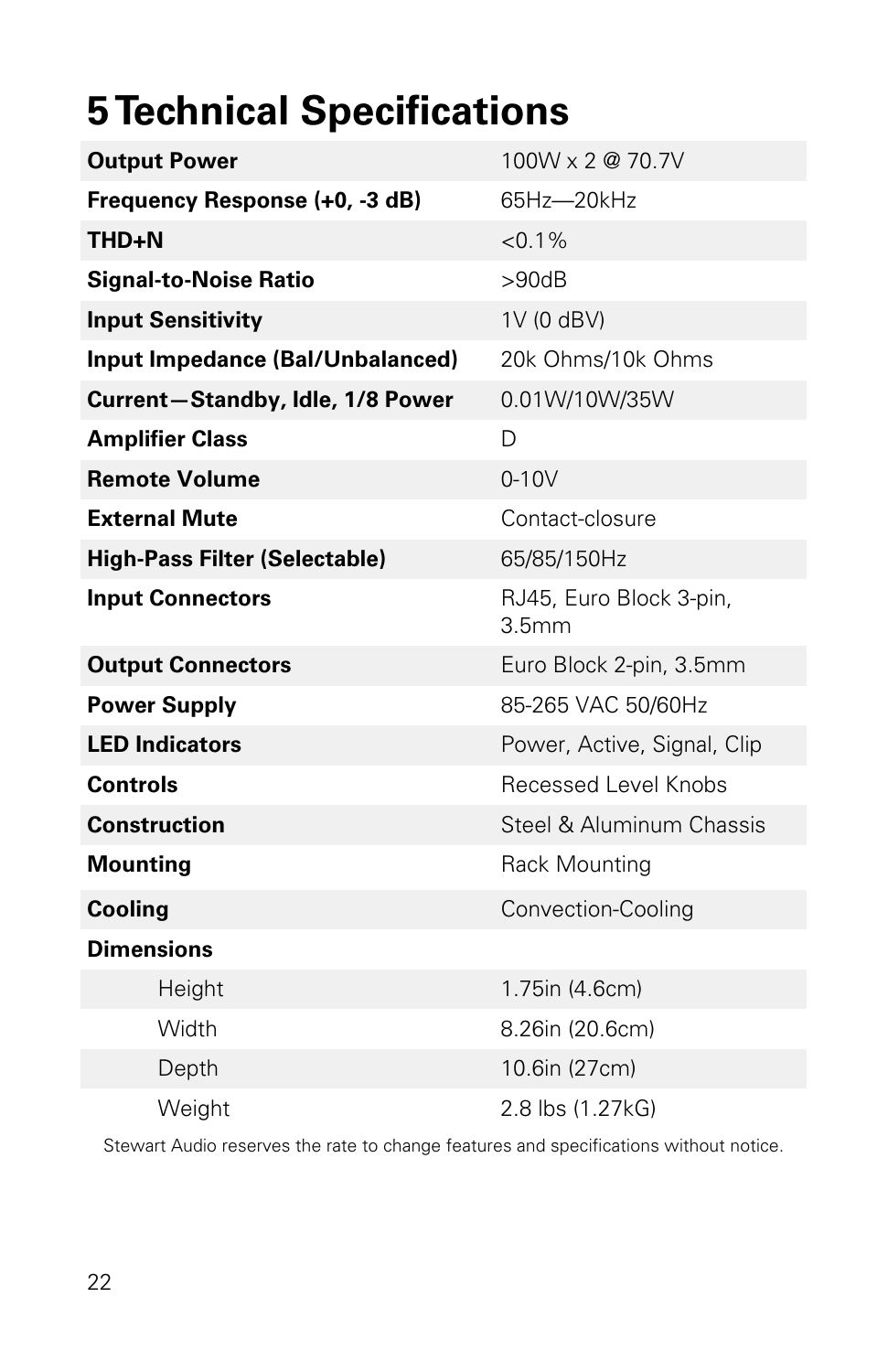# 5 Technical Specifications

| | |
|---|---|
| **Output Power** | 100W x 2 @ 70.7V |
| **Frequency Response (+0, -3 dB)** | 65Hz—20kHz |
| **THD+N** | <0.1% |
| **Signal-to-Noise Ratio** | >90dB |
| **Input Sensitivity** | 1V (0 dBV) |
| **Input Impedance (Bal/Unbalanced)** | 20k Ohms/10k Ohms |
| **Current—Standby, Idle, 1/8 Power** | 0.01W/10W/35W |
| **Amplifier Class** | D |
| **Remote Volume** | 0-10V |
| **External Mute** | Contact-closure |
| **High-Pass Filter (Selectable)** | 65/85/150Hz |
| **Input Connectors** | RJ45, Euro Block 3-pin, 3.5mm |
| **Output Connectors** | Euro Block 2-pin, 3.5mm |
| **Power Supply** | 85-265 VAC 50/60Hz |
| **LED Indicators** | Power, Active, Signal, Clip |
| **Controls** | Recessed Level Knobs |
| **Construction** | Steel & Aluminum Chassis |
| **Mounting** | Rack Mounting |
| **Cooling** | Convection-Cooling |
| **Dimensions** | |
| Height | 1.75in (4.6cm) |
| Width | 8.26in (20.6cm) |
| Depth | 10.6in (27cm) |
| Weight | 2.8 lbs (1.27kG) |

Stewart Audio reserves the rate to change features and specifications without notice.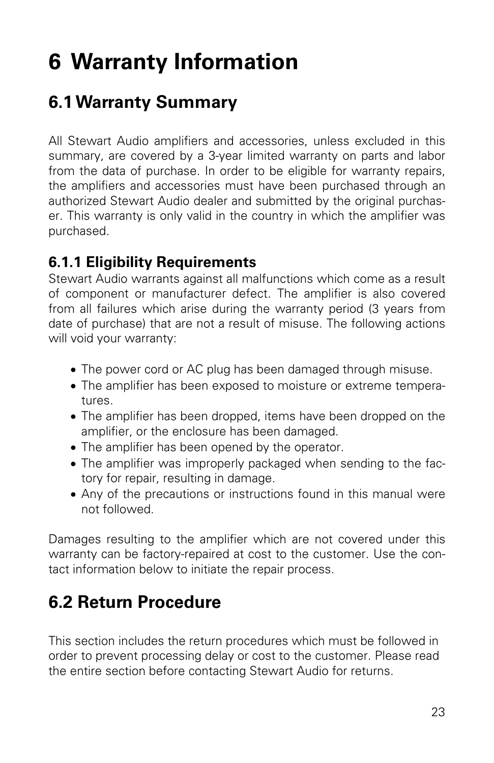# 6 Warranty Information

## 6.1 Warranty Summary

All Stewart Audio amplifiers and accessories, unless excluded in this summary, are covered by a 3-year limited warranty on parts and labor from the data of purchase. In order to be eligible for warranty repairs, the amplifiers and accessories must have been purchased through an authorized Stewart Audio dealer and submitted by the original purchaser. This warranty is only valid in the country in which the amplifier was purchased.

### 6.1.1 Eligibility Requirements

Stewart Audio warrants against all malfunctions which come as a result of component or manufacturer defect. The amplifier is also covered from all failures which arise during the warranty period (3 years from date of purchase) that are not a result of misuse. The following actions will void your warranty:

- The power cord or AC plug has been damaged through misuse.
- The amplifier has been exposed to moisture or extreme temperatures.
- The amplifier has been dropped, items have been dropped on the amplifier, or the enclosure has been damaged.
- The amplifier has been opened by the operator.
- The amplifier was improperly packaged when sending to the factory for repair, resulting in damage.
- Any of the precautions or instructions found in this manual were not followed.

Damages resulting to the amplifier which are not covered under this warranty can be factory-repaired at cost to the customer. Use the contact information below to initiate the repair process.

## 6.2 Return Procedure

This section includes the return procedures which must be followed in order to prevent processing delay or cost to the customer. Please read the entire section before contacting Stewart Audio for returns.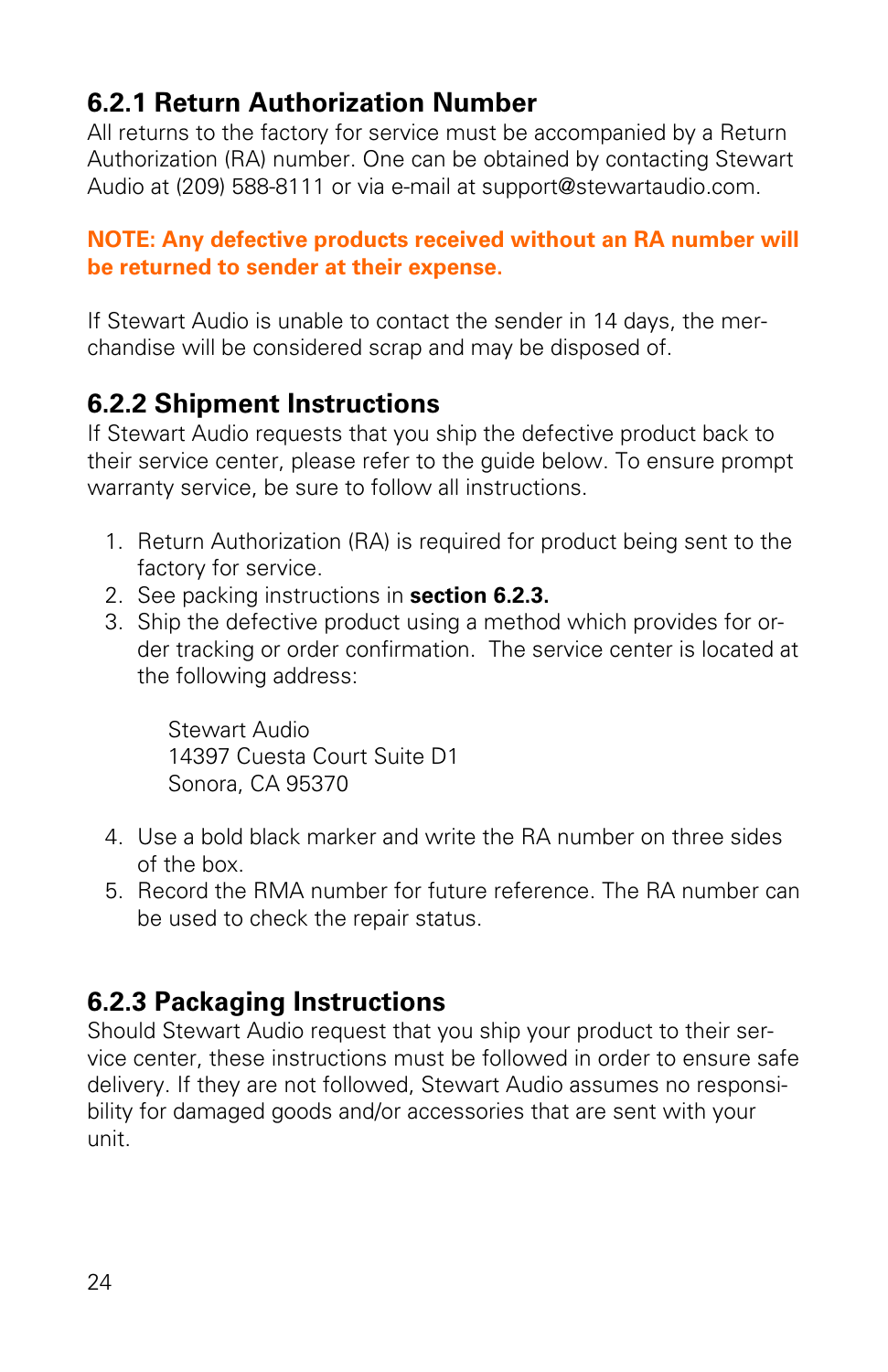### 6.2.1 Return Authorization Number

All returns to the factory for service must be accompanied by a Return Authorization (RA) number. One can be obtained by contacting Stewart Audio at (209) 588-8111 or via e-mail at support@stewartaudio.com.

**NOTE: Any defective products received without an RA number will be returned to sender at their expense.**

If Stewart Audio is unable to contact the sender in 14 days, the merchandise will be considered scrap and may be disposed of.

### 6.2.2 Shipment Instructions

If Stewart Audio requests that you ship the defective product back to their service center, please refer to the guide below. To ensure prompt warranty service, be sure to follow all instructions.

1. Return Authorization (RA) is required for product being sent to the factory for service.
2. See packing instructions in **section 6.2.3.**
3. Ship the defective product using a method which provides for order tracking or order confirmation. The service center is located at the following address:

   Stewart Audio
   14397 Cuesta Court Suite D1
   Sonora, CA 95370

4. Use a bold black marker and write the RA number on three sides of the box.
5. Record the RMA number for future reference. The RA number can be used to check the repair status.

### 6.2.3 Packaging Instructions

Should Stewart Audio request that you ship your product to their service center, these instructions must be followed in order to ensure safe delivery. If they are not followed, Stewart Audio assumes no responsibility for damaged goods and/or accessories that are sent with your unit.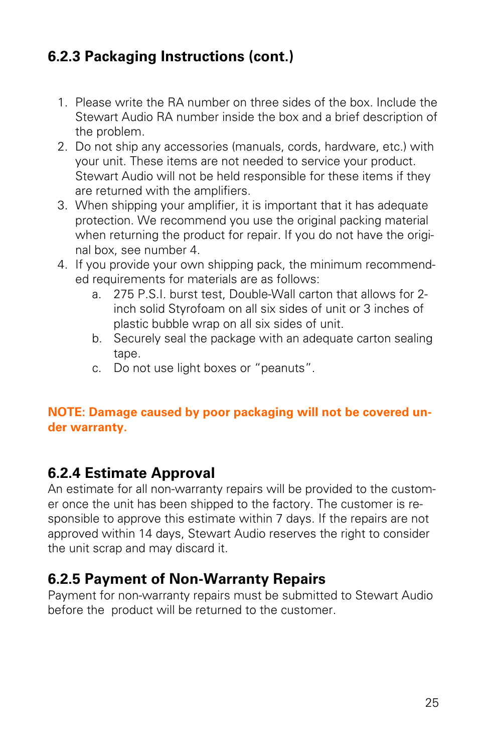### 6.2.3 Packaging Instructions (cont.)

1. Please write the RA number on three sides of the box. Include the Stewart Audio RA number inside the box and a brief description of the problem.
2. Do not ship any accessories (manuals, cords, hardware, etc.) with your unit. These items are not needed to service your product. Stewart Audio will not be held responsible for these items if they are returned with the amplifiers.
3. When shipping your amplifier, it is important that it has adequate protection. We recommend you use the original packing material when returning the product for repair. If you do not have the original box, see number 4.
4. If you provide your own shipping pack, the minimum recommended requirements for materials are as follows:
    a. 275 P.S.I. burst test, Double-Wall carton that allows for 2-inch solid Styrofoam on all six sides of unit or 3 inches of plastic bubble wrap on all six sides of unit.
    b. Securely seal the package with an adequate carton sealing tape.
    c. Do not use light boxes or "peanuts".

**NOTE: Damage caused by poor packaging will not be covered under warranty.**

### 6.2.4 Estimate Approval

An estimate for all non-warranty repairs will be provided to the customer once the unit has been shipped to the factory. The customer is responsible to approve this estimate within 7 days. If the repairs are not approved within 14 days, Stewart Audio reserves the right to consider the unit scrap and may discard it.

### 6.2.5 Payment of Non-Warranty Repairs

Payment for non-warranty repairs must be submitted to Stewart Audio before the product will be returned to the customer.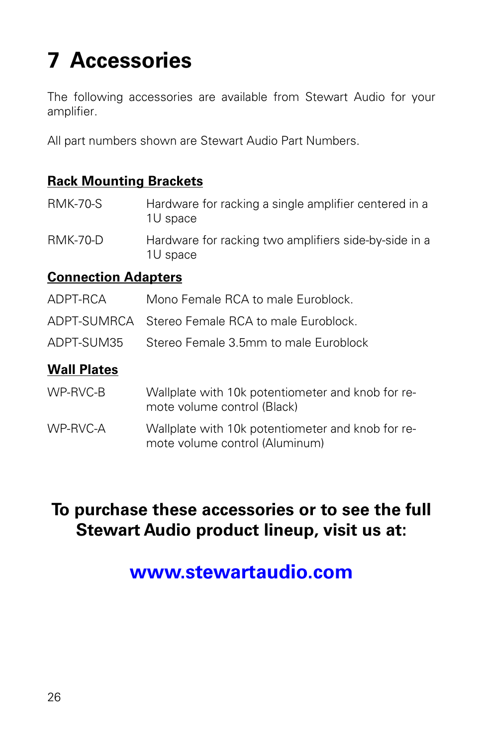# 7 Accessories

The following accessories are available from Stewart Audio for your amplifier.

All part numbers shown are Stewart Audio Part Numbers.

**Rack Mounting Brackets**

| | |
|---|---|
| RMK-70-S | Hardware for racking a single amplifier centered in a 1U space |
| RMK-70-D | Hardware for racking two amplifiers side-by-side in a 1U space |

**Connection Adapters**

| | |
|---|---|
| ADPT-RCA | Mono Female RCA to male Euroblock. |
| ADPT-SUMRCA | Stereo Female RCA to male Euroblock. |
| ADPT-SUM35 | Stereo Female 3.5mm to male Euroblock |

**Wall Plates**

| | |
|---|---|
| WP-RVC-B | Wallplate with 10k potentiometer and knob for remote volume control (Black) |
| WP-RVC-A | Wallplate with 10k potentiometer and knob for remote volume control (Aluminum) |

**To purchase these accessories or to see the full Stewart Audio product lineup, visit us at:**

**www.stewartaudio.com**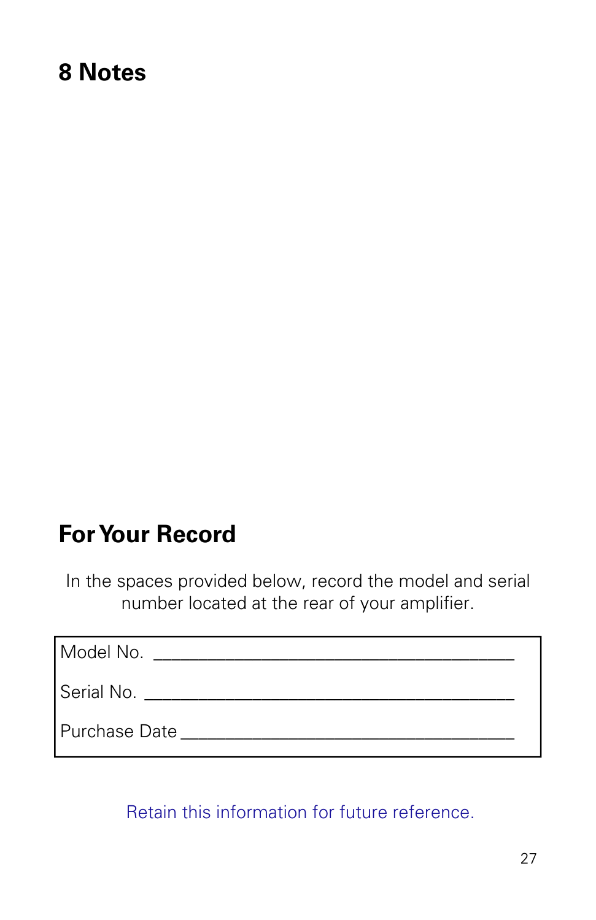# 8 Notes

# For Your Record

In the spaces provided below, record the model and serial number located at the rear of your amplifier.

Model No. ______________________________________

Serial No. _______________________________________

Purchase Date ___________________________________

Retain this information for future reference.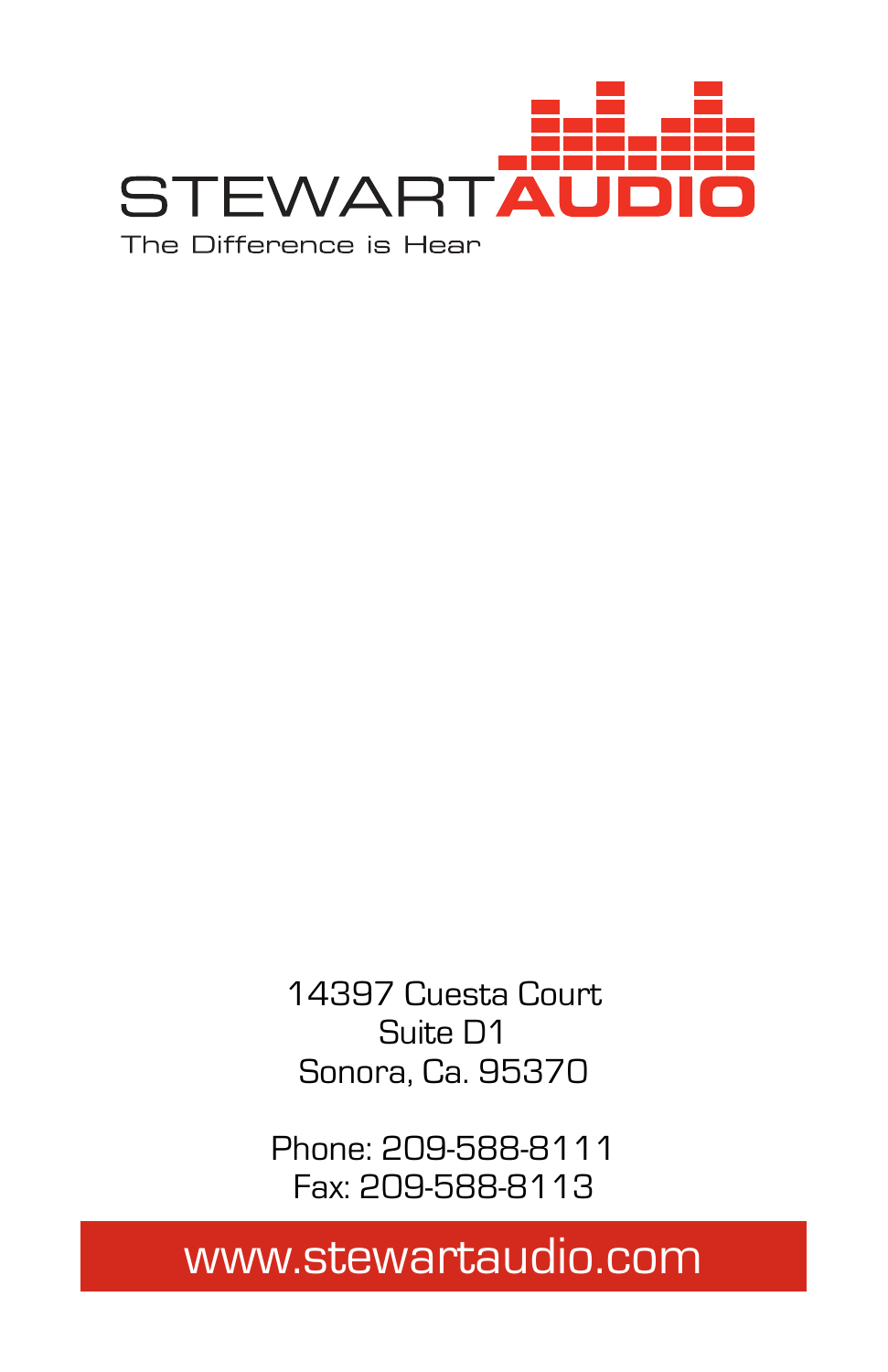STEWARTAUDIO

The Difference is Hear

14397 Cuesta Court
Suite D1
Sonora, Ca. 95370

Phone: 209-588-8111
Fax: 209-588-8113

www.stewartaudio.com